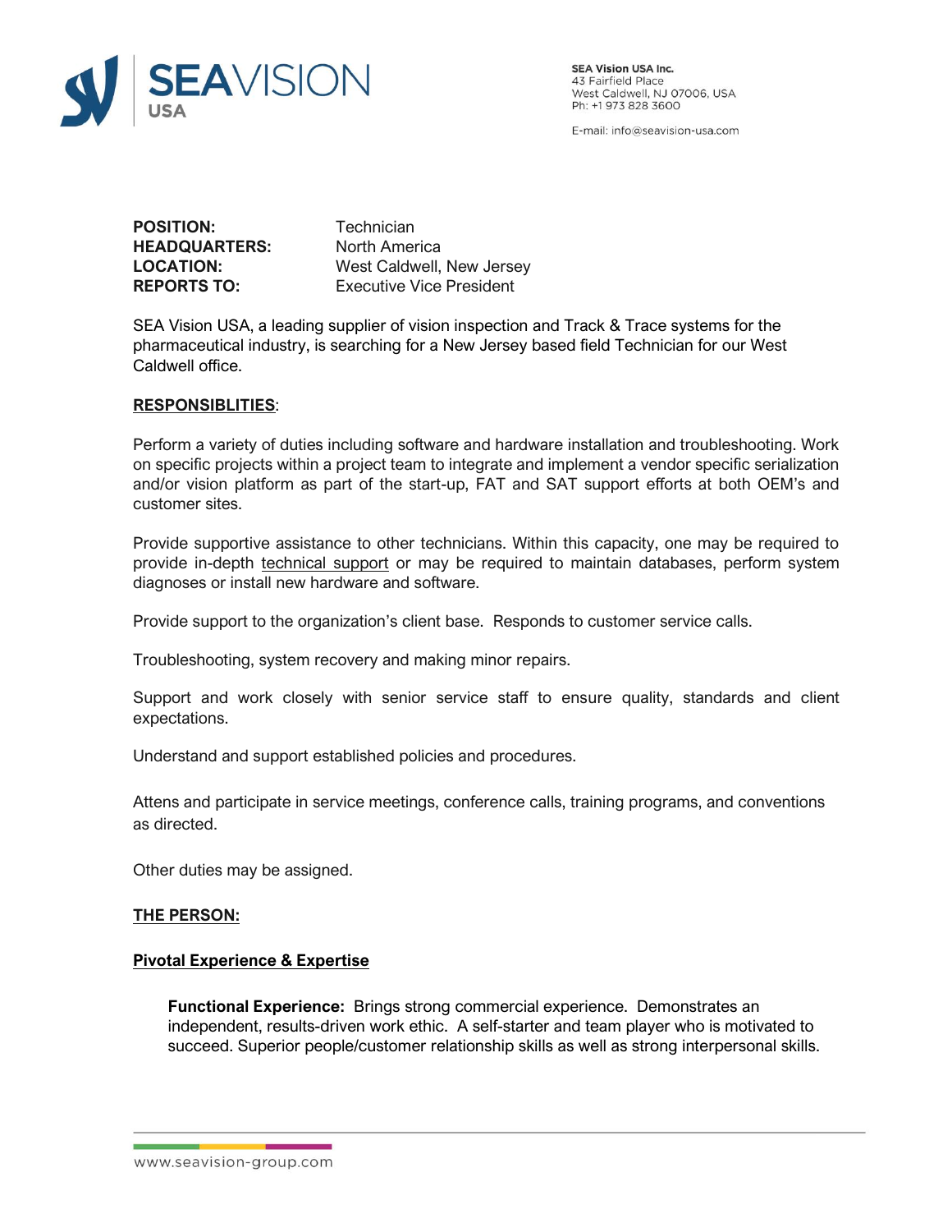**SEA Vision USA Inc.**
43 Fairfield Place
West Caldwell, NJ 07006, USA
Ph: +1 973 828 3600

E-mail: info@seavision-usa.com

| | |
|---|---|
| **POSITION:** | Technician |
| **HEADQUARTERS:** | North America |
| **LOCATION:** | West Caldwell, New Jersey |
| **REPORTS TO:** | Executive Vice President |

SEA Vision USA, a leading supplier of vision inspection and Track & Trace systems for the pharmaceutical industry, is searching for a New Jersey based field Technician for our West Caldwell office.

## RESPONSIBLITIES:

Perform a variety of duties including software and hardware installation and troubleshooting. Work on specific projects within a project team to integrate and implement a vendor specific serialization and/or vision platform as part of the start-up, FAT and SAT support efforts at both OEM's and customer sites.

Provide supportive assistance to other technicians. Within this capacity, one may be required to provide in-depth technical support or may be required to maintain databases, perform system diagnoses or install new hardware and software.

Provide support to the organization's client base. Responds to customer service calls.

Troubleshooting, system recovery and making minor repairs.

Support and work closely with senior service staff to ensure quality, standards and client expectations.

Understand and support established policies and procedures.

Attens and participate in service meetings, conference calls, training programs, and conventions as directed.

Other duties may be assigned.

## THE PERSON:

### Pivotal Experience & Expertise

**Functional Experience:** Brings strong commercial experience. Demonstrates an independent, results-driven work ethic. A self-starter and team player who is motivated to succeed. Superior people/customer relationship skills as well as strong interpersonal skills.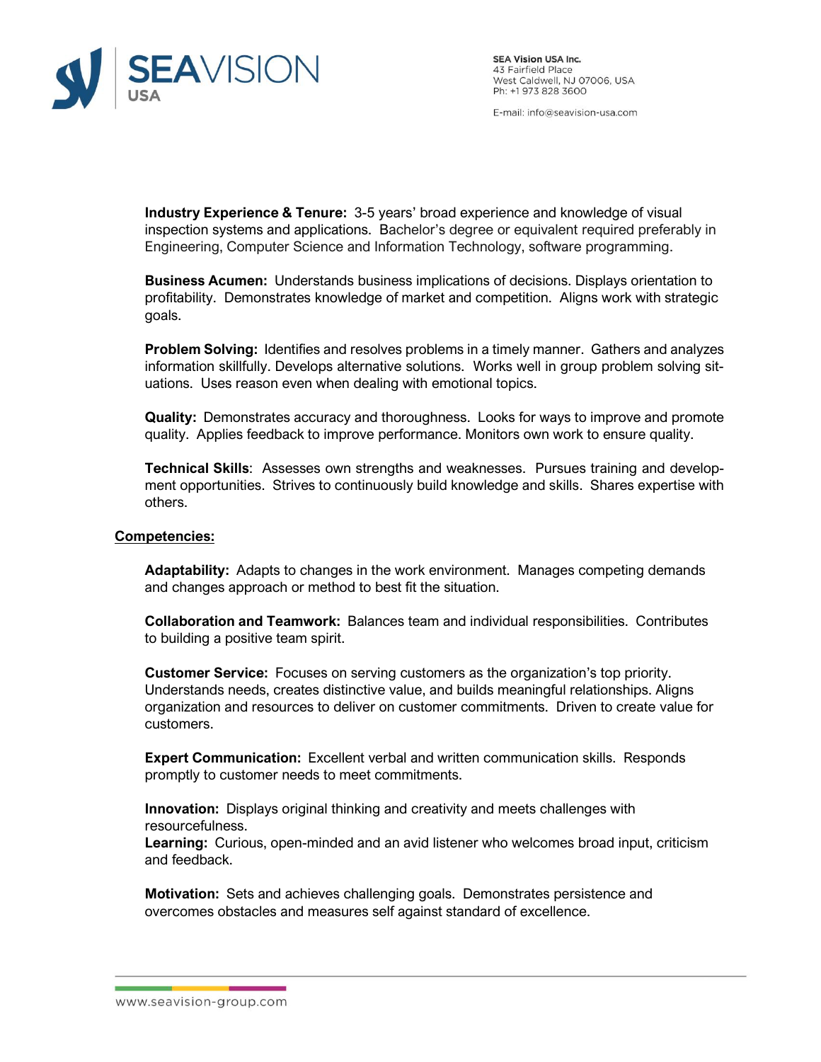**Industry Experience & Tenure:** 3-5 years' broad experience and knowledge of visual inspection systems and applications. Bachelor's degree or equivalent required preferably in Engineering, Computer Science and Information Technology, software programming.

**Business Acumen:** Understands business implications of decisions. Displays orientation to profitability. Demonstrates knowledge of market and competition. Aligns work with strategic goals.

**Problem Solving:** Identifies and resolves problems in a timely manner. Gathers and analyzes information skillfully. Develops alternative solutions. Works well in group problem solving situations. Uses reason even when dealing with emotional topics.

**Quality:** Demonstrates accuracy and thoroughness. Looks for ways to improve and promote quality. Applies feedback to improve performance. Monitors own work to ensure quality.

**Technical Skills**: Assesses own strengths and weaknesses. Pursues training and development opportunities. Strives to continuously build knowledge and skills. Shares expertise with others.

## Competencies:

**Adaptability:** Adapts to changes in the work environment. Manages competing demands and changes approach or method to best fit the situation.

**Collaboration and Teamwork:** Balances team and individual responsibilities. Contributes to building a positive team spirit.

**Customer Service:** Focuses on serving customers as the organization's top priority. Understands needs, creates distinctive value, and builds meaningful relationships. Aligns organization and resources to deliver on customer commitments. Driven to create value for customers.

**Expert Communication:** Excellent verbal and written communication skills. Responds promptly to customer needs to meet commitments.

**Innovation:** Displays original thinking and creativity and meets challenges with resourcefulness.

**Learning:** Curious, open-minded and an avid listener who welcomes broad input, criticism and feedback.

**Motivation:** Sets and achieves challenging goals. Demonstrates persistence and overcomes obstacles and measures self against standard of excellence.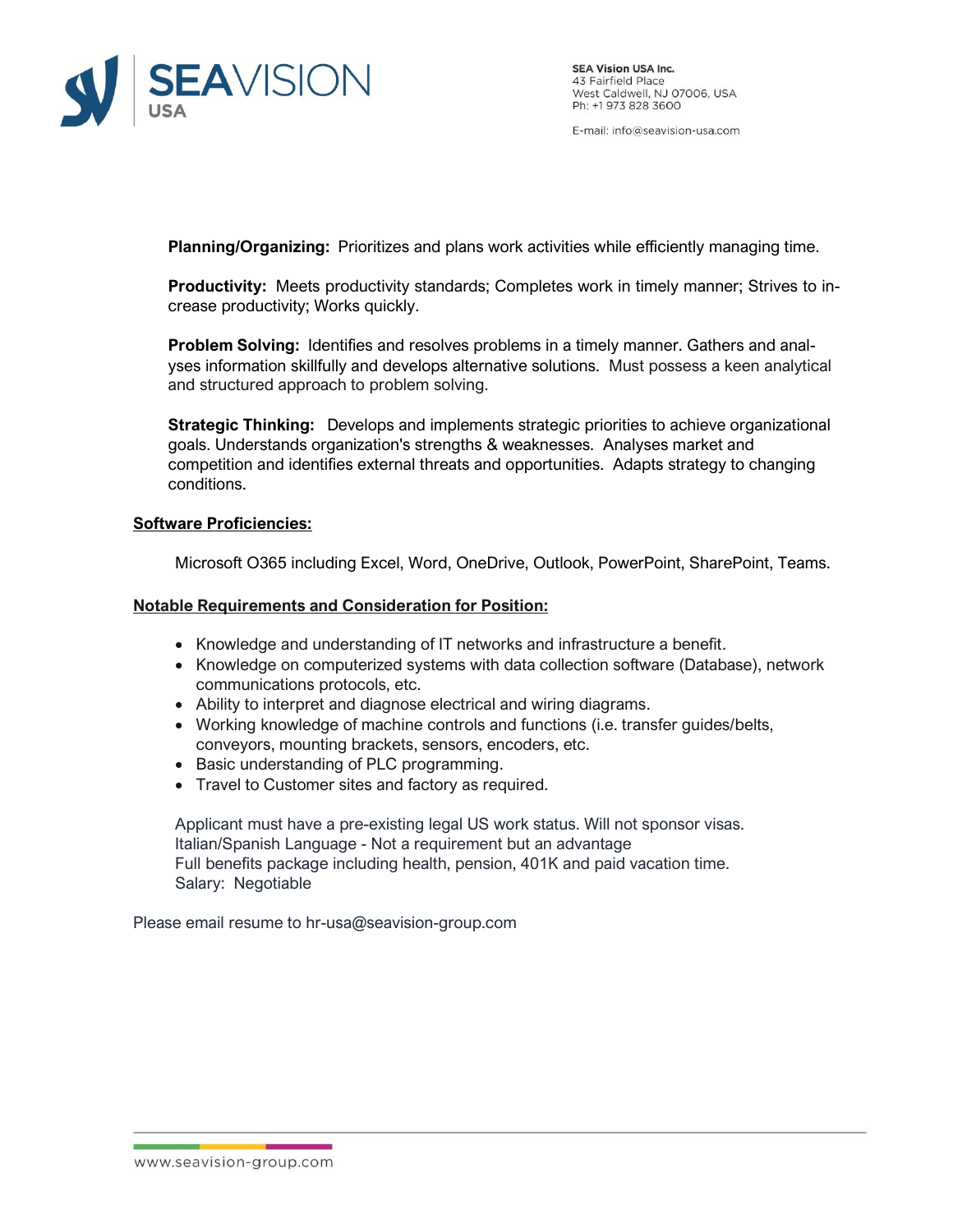**Planning/Organizing:** Prioritizes and plans work activities while efficiently managing time.

**Productivity:** Meets productivity standards; Completes work in timely manner; Strives to increase productivity; Works quickly.

**Problem Solving:** Identifies and resolves problems in a timely manner. Gathers and analyses information skillfully and develops alternative solutions. Must possess a keen analytical and structured approach to problem solving.

**Strategic Thinking:** Develops and implements strategic priorities to achieve organizational goals. Understands organization's strengths & weaknesses. Analyses market and competition and identifies external threats and opportunities. Adapts strategy to changing conditions.

**Software Proficiencies:**

Microsoft O365 including Excel, Word, OneDrive, Outlook, PowerPoint, SharePoint, Teams.

**Notable Requirements and Consideration for Position:**

- Knowledge and understanding of IT networks and infrastructure a benefit.
- Knowledge on computerized systems with data collection software (Database), network communications protocols, etc.
- Ability to interpret and diagnose electrical and wiring diagrams.
- Working knowledge of machine controls and functions (i.e. transfer guides/belts, conveyors, mounting brackets, sensors, encoders, etc.
- Basic understanding of PLC programming.
- Travel to Customer sites and factory as required.

Applicant must have a pre-existing legal US work status. Will not sponsor visas.
Italian/Spanish Language - Not a requirement but an advantage
Full benefits package including health, pension, 401K and paid vacation time.
Salary: Negotiable

Please email resume to hr-usa@seavision-group.com